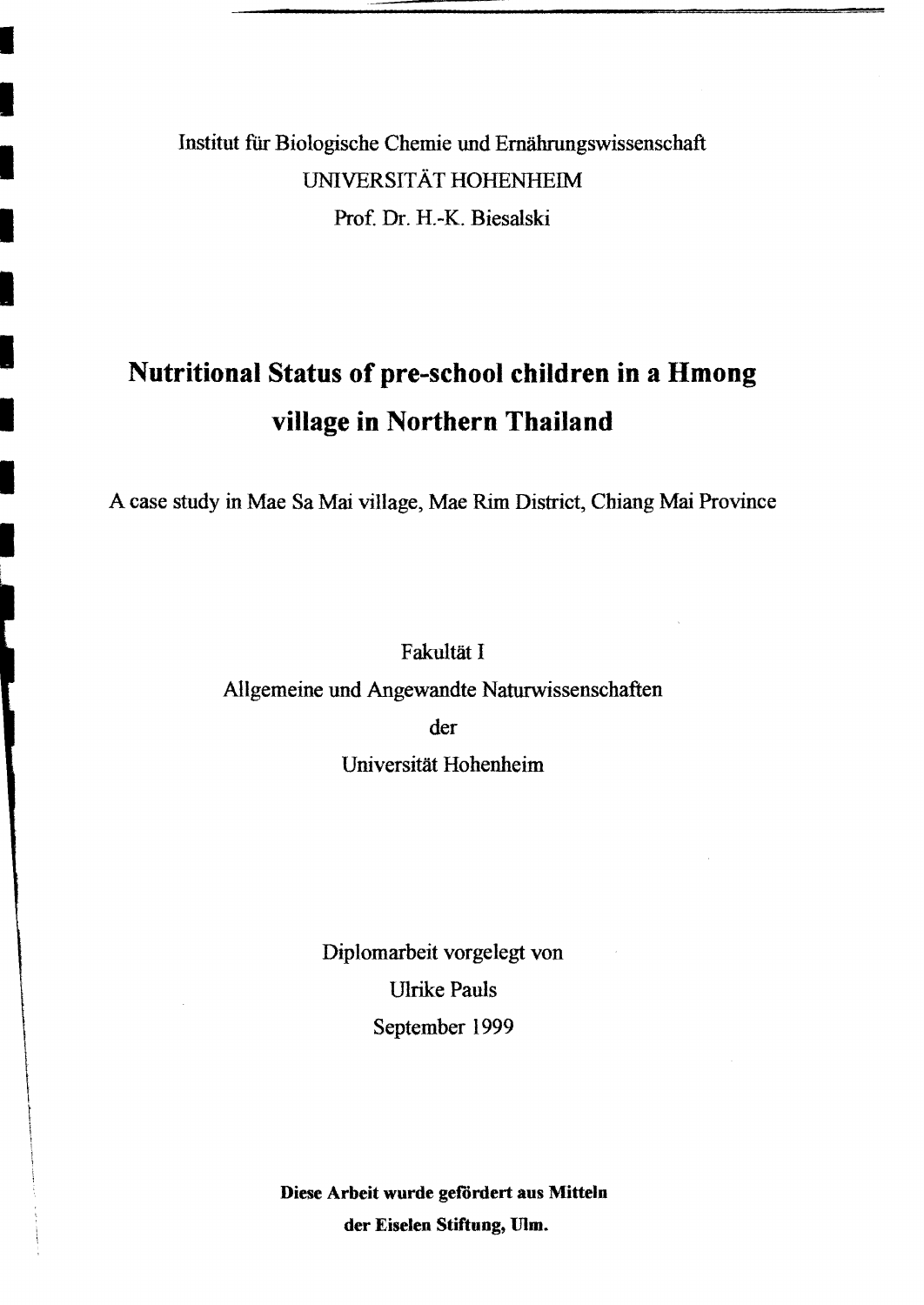Institut für Biologische Chemie und Ernährungswissenschaft

UNIVERSITÄT HOHENHEIM

Prof. Dr. H.-K. Biesalski

# Nutritional Status of pre-school children in a Hmong village in Northern Thailand

A case study in Mae Sa Mai village, Mae Rim District, Chiang Mai Province

Fakultät I

Allgemeine und Angewandte Naturwissenschaften

der

Universität Hohenheim

Diplomarbeit vorgelegt von

Ulrike Pauls

September 1999

**Diese Arbeit wurde gefördert aus Mitteln**
**der Eiselen Stiftung, Ulm.**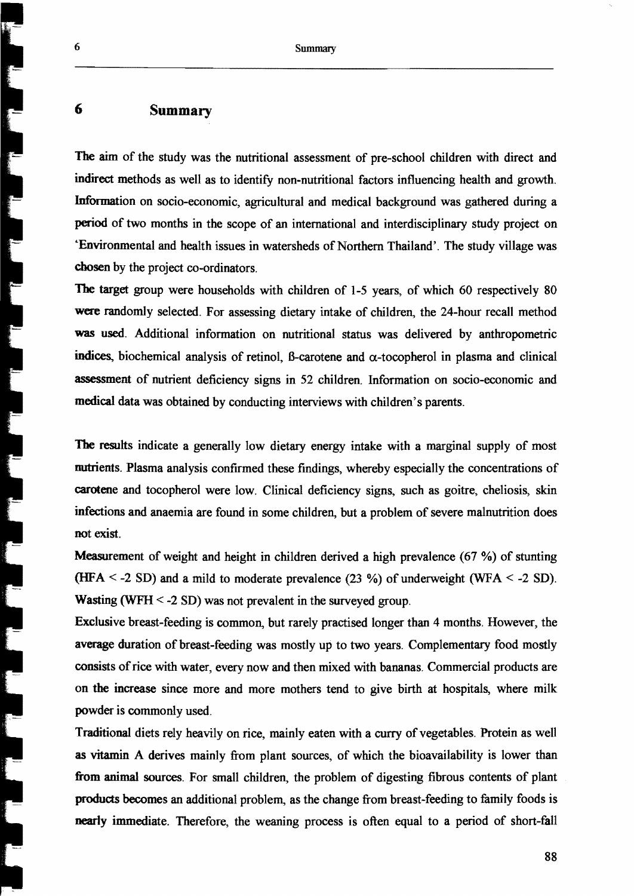# 6 Summary

The aim of the study was the nutritional assessment of pre-school children with direct and indirect methods as well as to identify non-nutritional factors influencing health and growth. Information on socio-economic, agricultural and medical background was gathered during a period of two months in the scope of an international and interdisciplinary study project on 'Environmental and health issues in watersheds of Northern Thailand'. The study village was chosen by the project co-ordinators.

The target group were households with children of 1-5 years, of which 60 respectively 80 were randomly selected. For assessing dietary intake of children, the 24-hour recall method was used. Additional information on nutritional status was delivered by anthropometric indices, biochemical analysis of retinol, ß-carotene and α-tocopherol in plasma and clinical assessment of nutrient deficiency signs in 52 children. Information on socio-economic and medical data was obtained by conducting interviews with children's parents.

The results indicate a generally low dietary energy intake with a marginal supply of most nutrients. Plasma analysis confirmed these findings, whereby especially the concentrations of carotene and tocopherol were low. Clinical deficiency signs, such as goitre, cheliosis, skin infections and anaemia are found in some children, but a problem of severe malnutrition does not exist.

Measurement of weight and height in children derived a high prevalence (67 %) of stunting (HFA < -2 SD) and a mild to moderate prevalence (23 %) of underweight (WFA < -2 SD). Wasting (WFH < -2 SD) was not prevalent in the surveyed group.

Exclusive breast-feeding is common, but rarely practised longer than 4 months. However, the average duration of breast-feeding was mostly up to two years. Complementary food mostly consists of rice with water, every now and then mixed with bananas. Commercial products are on the increase since more and more mothers tend to give birth at hospitals, where milk powder is commonly used.

Traditional diets rely heavily on rice, mainly eaten with a curry of vegetables. Protein as well as vitamin A derives mainly from plant sources, of which the bioavailability is lower than from animal sources. For small children, the problem of digesting fibrous contents of plant products becomes an additional problem, as the change from breast-feeding to family foods is nearly immediate. Therefore, the weaning process is often equal to a period of short-fall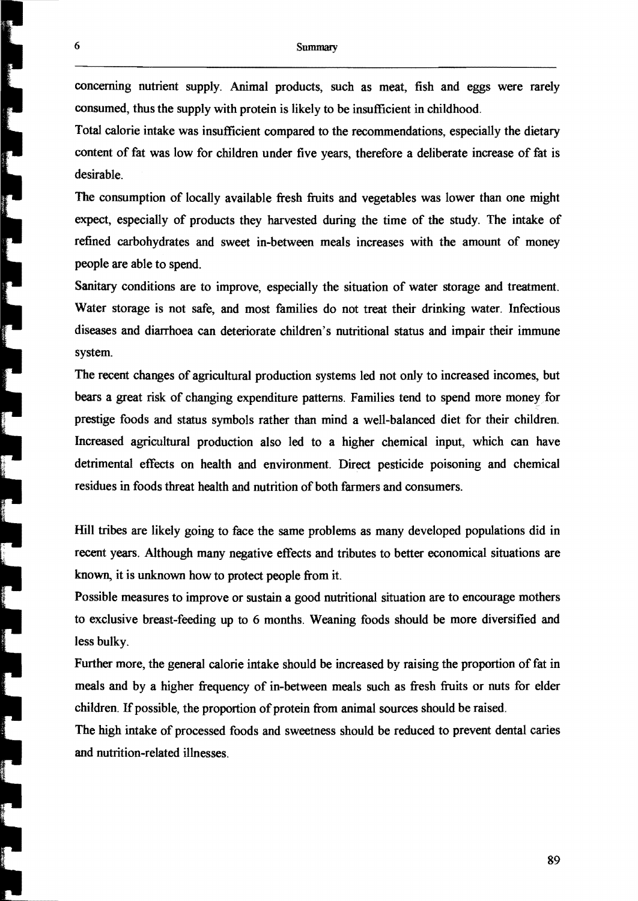concerning nutrient supply. Animal products, such as meat, fish and eggs were rarely consumed, thus the supply with protein is likely to be insufficient in childhood.

Total calorie intake was insufficient compared to the recommendations, especially the dietary content of fat was low for children under five years, therefore a deliberate increase of fat is desirable.

The consumption of locally available fresh fruits and vegetables was lower than one might expect, especially of products they harvested during the time of the study. The intake of refined carbohydrates and sweet in-between meals increases with the amount of money people are able to spend.

Sanitary conditions are to improve, especially the situation of water storage and treatment. Water storage is not safe, and most families do not treat their drinking water. Infectious diseases and diarrhoea can deteriorate children's nutritional status and impair their immune system.

The recent changes of agricultural production systems led not only to increased incomes, but bears a great risk of changing expenditure patterns. Families tend to spend more money for prestige foods and status symbols rather than mind a well-balanced diet for their children. Increased agricultural production also led to a higher chemical input, which can have detrimental effects on health and environment. Direct pesticide poisoning and chemical residues in foods threat health and nutrition of both farmers and consumers.

Hill tribes are likely going to face the same problems as many developed populations did in recent years. Although many negative effects and tributes to better economical situations are known, it is unknown how to protect people from it.

Possible measures to improve or sustain a good nutritional situation are to encourage mothers to exclusive breast-feeding up to 6 months. Weaning foods should be more diversified and less bulky.

Further more, the general calorie intake should be increased by raising the proportion of fat in meals and by a higher frequency of in-between meals such as fresh fruits or nuts for elder children. If possible, the proportion of protein from animal sources should be raised.

The high intake of processed foods and sweetness should be reduced to prevent dental caries and nutrition-related illnesses.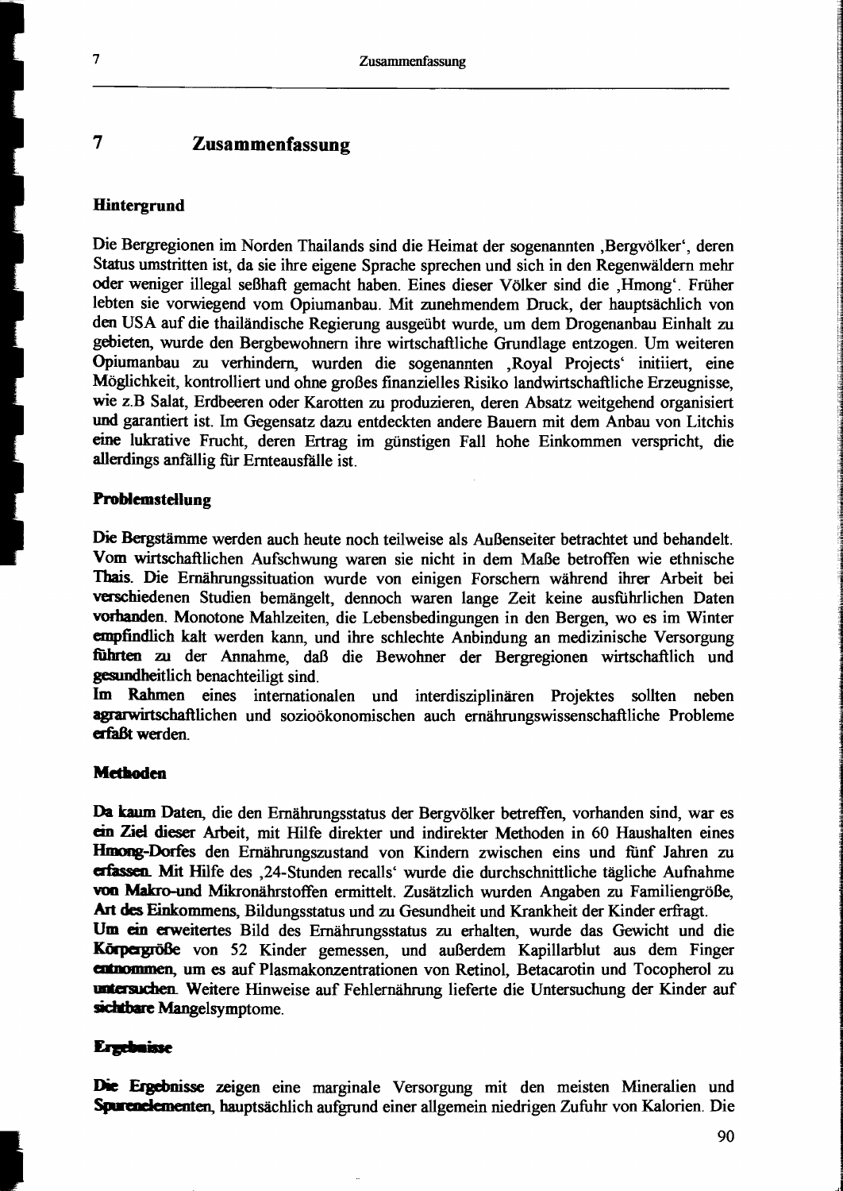# 7 Zusammenfassung

## Hintergrund

Die Bergregionen im Norden Thailands sind die Heimat der sogenannten ‚Bergvölker', deren Status umstritten ist, da sie ihre eigene Sprache sprechen und sich in den Regenwäldern mehr oder weniger illegal seßhaft gemacht haben. Eines dieser Völker sind die ‚Hmong'. Früher lebten sie vorwiegend vom Opiumanbau. Mit zunehmendem Druck, der hauptsächlich von den USA auf die thailändische Regierung ausgeübt wurde, um dem Drogenanbau Einhalt zu gebieten, wurde den Bergbewohnern ihre wirtschaftliche Grundlage entzogen. Um weiteren Opiumanbau zu verhindern, wurden die sogenannten ‚Royal Projects' initiiert, eine Möglichkeit, kontrolliert und ohne großes finanzielles Risiko landwirtschaftliche Erzeugnisse, wie z.B Salat, Erdbeeren oder Karotten zu produzieren, deren Absatz weitgehend organisiert und garantiert ist. Im Gegensatz dazu entdeckten andere Bauern mit dem Anbau von Litchis eine lukrative Frucht, deren Ertrag im günstigen Fall hohe Einkommen verspricht, die allerdings anfällig für Ernteausfälle ist.

## Problemstellung

Die Bergstämme werden auch heute noch teilweise als Außenseiter betrachtet und behandelt. Vom wirtschaftlichen Aufschwung waren sie nicht in dem Maße betroffen wie ethnische Thais. Die Ernährungssituation wurde von einigen Forschern während ihrer Arbeit bei verschiedenen Studien bemängelt, dennoch waren lange Zeit keine ausführlichen Daten vorhanden. Monotone Mahlzeiten, die Lebensbedingungen in den Bergen, wo es im Winter empfindlich kalt werden kann, und ihre schlechte Anbindung an medizinische Versorgung führten zu der Annahme, daß die Bewohner der Bergregionen wirtschaftlich und gesundheitlich benachteiligt sind.
Im Rahmen eines internationalen und interdisziplinären Projektes sollten neben agrarwirtschaftlichen und sozioökonomischen auch ernährungswissenschaftliche Probleme erfaßt werden.

## Methoden

Da kaum Daten, die den Ernährungsstatus der Bergvölker betreffen, vorhanden sind, war es ein Ziel dieser Arbeit, mit Hilfe direkter und indirekter Methoden in 60 Haushalten eines Hmong-Dorfes den Ernährungszustand von Kindern zwischen eins und fünf Jahren zu erfassen. Mit Hilfe des ‚24-Stunden recalls' wurde die durchschnittliche tägliche Aufnahme von Makro-und Mikronährstoffen ermittelt. Zusätzlich wurden Angaben zu Familiengröße, Art des Einkommens, Bildungsstatus und zu Gesundheit und Krankheit der Kinder erfragt.
Um ein erweitertes Bild des Ernährungsstatus zu erhalten, wurde das Gewicht und die Körpergröße von 52 Kinder gemessen, und außerdem Kapillarblut aus dem Finger entnommen, um es auf Plasmakonzentrationen von Retinol, Betacarotin und Tocopherol zu untersuchen. Weitere Hinweise auf Fehlernährung lieferte die Untersuchung der Kinder auf sichtbare Mangelsymptome.

## Ergebnisse

Die Ergebnisse zeigen eine marginale Versorgung mit den meisten Mineralien und Spurenelementen, hauptsächlich aufgrund einer allgemein niedrigen Zufuhr von Kalorien. Die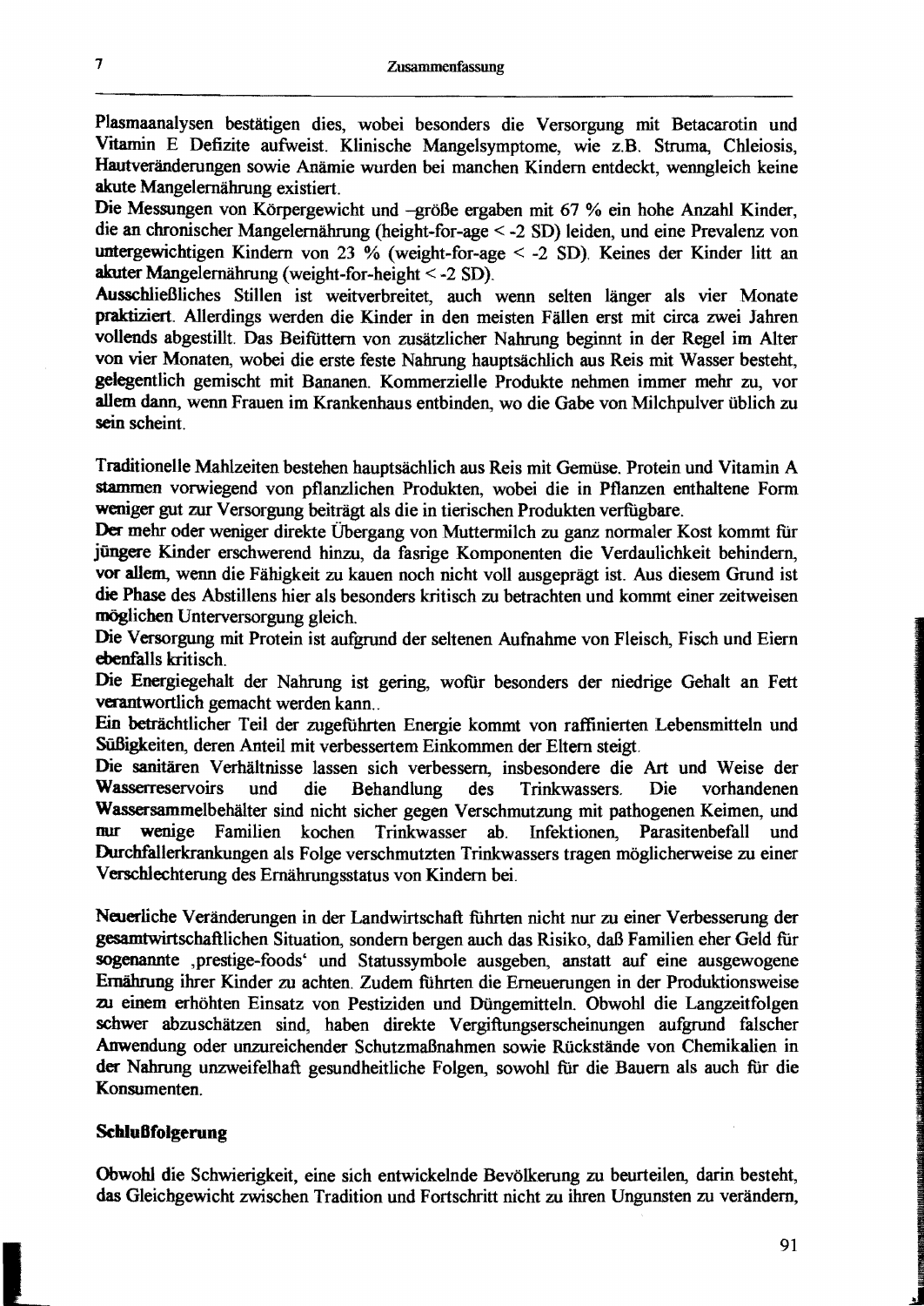Plasmaanalysen bestätigen dies, wobei besonders die Versorgung mit Betacarotin und Vitamin E Defizite aufweist. Klinische Mangelsymptome, wie z.B. Struma, Chleiosis, Hautveränderungen sowie Anämie wurden bei manchen Kindern entdeckt, wenngleich keine akute Mangelernährung existiert.

Die Messungen von Körpergewicht und –größe ergaben mit 67 % ein hohe Anzahl Kinder, die an chronischer Mangelernährung (height-for-age < -2 SD) leiden, und eine Prevalenz von untergewichtigen Kindern von 23 % (weight-for-age < -2 SD). Keines der Kinder litt an akuter Mangelernährung (weight-for-height < -2 SD).

Ausschließliches Stillen ist weitverbreitet, auch wenn selten länger als vier Monate praktiziert. Allerdings werden die Kinder in den meisten Fällen erst mit circa zwei Jahren vollends abgestillt. Das Beifüttern von zusätzlicher Nahrung beginnt in der Regel im Alter von vier Monaten, wobei die erste feste Nahrung hauptsächlich aus Reis mit Wasser besteht, gelegentlich gemischt mit Bananen. Kommerzielle Produkte nehmen immer mehr zu, vor allem dann, wenn Frauen im Krankenhaus entbinden, wo die Gabe von Milchpulver üblich zu sein scheint.

Traditionelle Mahlzeiten bestehen hauptsächlich aus Reis mit Gemüse. Protein und Vitamin A stammen vorwiegend von pflanzlichen Produkten, wobei die in Pflanzen enthaltene Form weniger gut zur Versorgung beiträgt als die in tierischen Produkten verfügbare.

Der mehr oder weniger direkte Übergang von Muttermilch zu ganz normaler Kost kommt für jüngere Kinder erschwerend hinzu, da fasrige Komponenten die Verdaulichkeit behindern, vor allem, wenn die Fähigkeit zu kauen noch nicht voll ausgeprägt ist. Aus diesem Grund ist die Phase des Abstillens hier als besonders kritisch zu betrachten und kommt einer zeitweisen möglichen Unterversorgung gleich.

Die Versorgung mit Protein ist aufgrund der seltenen Aufnahme von Fleisch, Fisch und Eiern ebenfalls kritisch.

Die Energiegehalt der Nahrung ist gering, wofür besonders der niedrige Gehalt an Fett verantwortlich gemacht werden kann..

Ein beträchtlicher Teil der zugeführten Energie kommt von raffinierten Lebensmitteln und Süßigkeiten, deren Anteil mit verbessertem Einkommen der Eltern steigt.

Die sanitären Verhältnisse lassen sich verbessern, insbesondere die Art und Weise der Wasserreservoirs und die Behandlung des Trinkwassers. Die vorhandenen Wassersammelbehälter sind nicht sicher gegen Verschmutzung mit pathogenen Keimen, und nur wenige Familien kochen Trinkwasser ab. Infektionen, Parasitenbefall und Durchfallerkrankungen als Folge verschmutzten Trinkwassers tragen möglicherweise zu einer Verschlechterung des Ernährungsstatus von Kindern bei.

Neuerliche Veränderungen in der Landwirtschaft führten nicht nur zu einer Verbesserung der gesamtwirtschaftlichen Situation, sondern bergen auch das Risiko, daß Familien eher Geld für sogenannte ‚prestige-foods' und Statussymbole ausgeben, anstatt auf eine ausgewogene Ernährung ihrer Kinder zu achten. Zudem führten die Erneuerungen in der Produktionsweise zu einem erhöhten Einsatz von Pestiziden und Düngemitteln. Obwohl die Langzeitfolgen schwer abzuschätzen sind, haben direkte Vergiftungserscheinungen aufgrund falscher Anwendung oder unzureichender Schutzmaßnahmen sowie Rückstände von Chemikalien in der Nahrung unzweifelhaft gesundheitliche Folgen, sowohl für die Bauern als auch für die Konsumenten.

### Schlußfolgerung

Obwohl die Schwierigkeit, eine sich entwickelnde Bevölkerung zu beurteilen, darin besteht, das Gleichgewicht zwischen Tradition und Fortschritt nicht zu ihren Ungunsten zu verändern,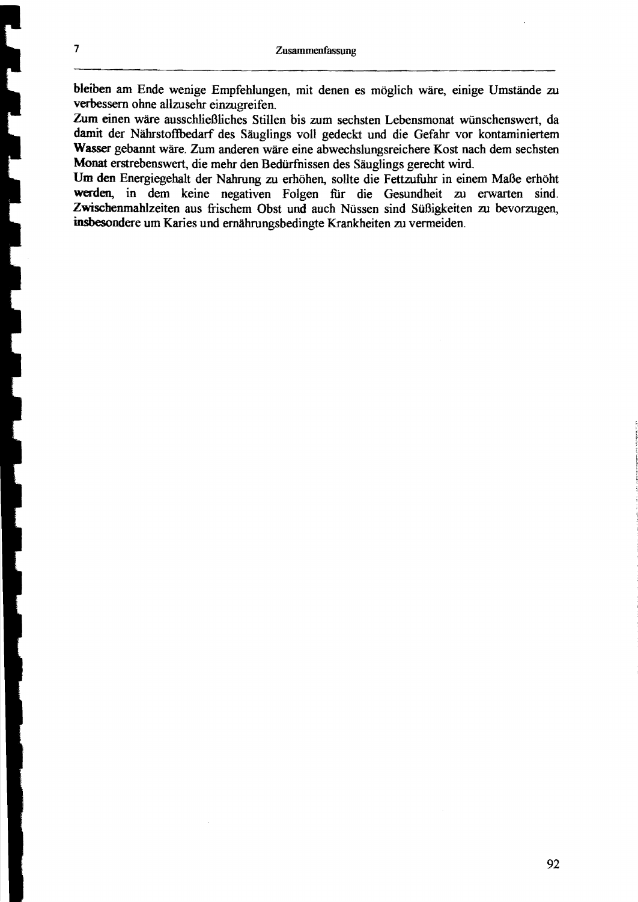bleiben am Ende wenige Empfehlungen, mit denen es möglich wäre, einige Umstände zu verbessern ohne allzusehr einzugreifen.

Zum einen wäre ausschließliches Stillen bis zum sechsten Lebensmonat wünschenswert, da damit der Nährstoffbedarf des Säuglings voll gedeckt und die Gefahr vor kontaminiertem Wasser gebannt wäre. Zum anderen wäre eine abwechslungsreichere Kost nach dem sechsten Monat erstrebenswert, die mehr den Bedürfnissen des Säuglings gerecht wird.

Um den Energiegehalt der Nahrung zu erhöhen, sollte die Fettzufuhr in einem Maße erhöht werden, in dem keine negativen Folgen für die Gesundheit zu erwarten sind. Zwischenmahlzeiten aus frischem Obst und auch Nüssen sind Süßigkeiten zu bevorzugen, insbesondere um Karies und ernährungsbedingte Krankheiten zu vermeiden.